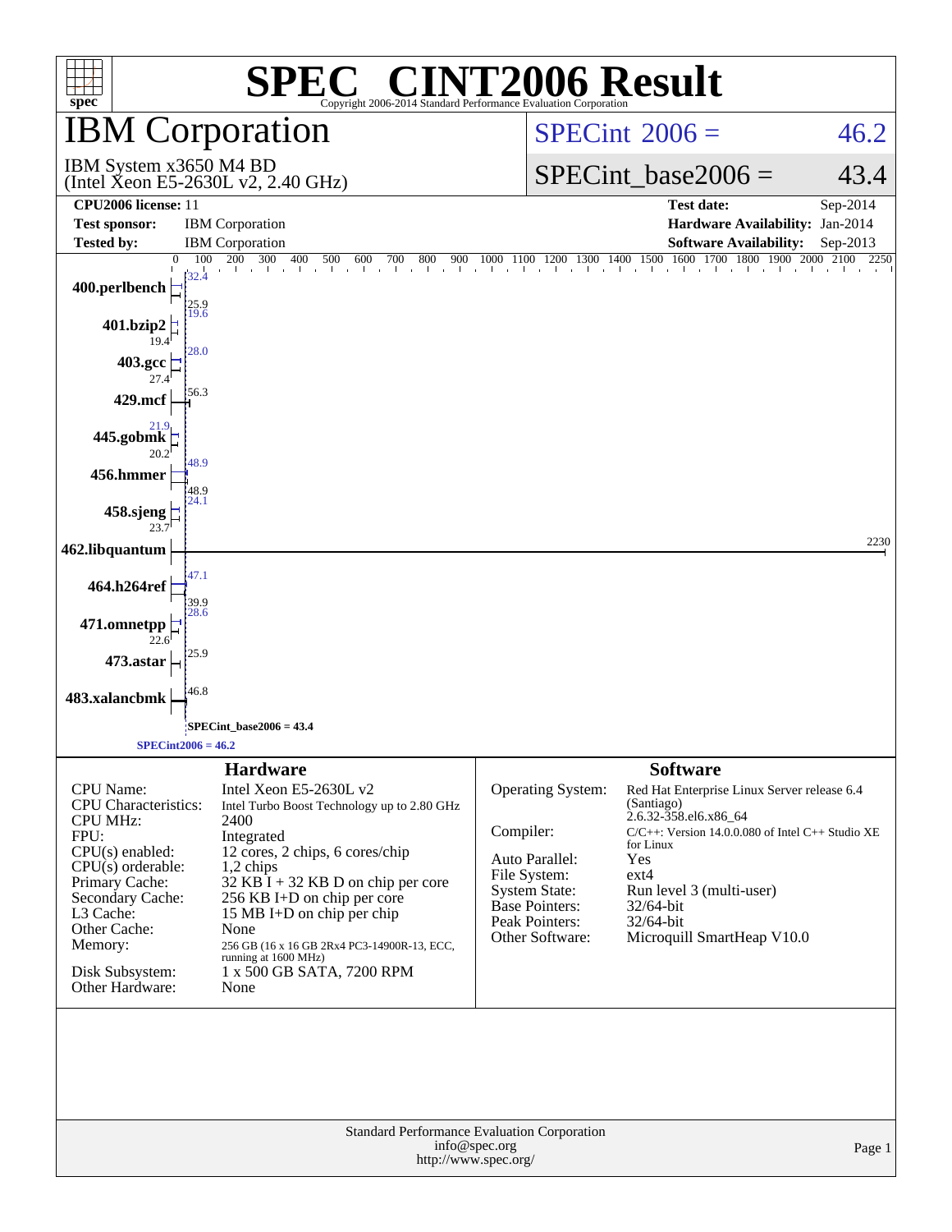# SPEC CINT2006 Result

Copyright 2006-2014 Standard Performance Evaluation Corporation

## IBM Corporation

IBM System x3650 M4 BD
(Intel Xeon E5-2630L v2, 2.40 GHz)

SPECint 2006 = 46.2

SPECint_base2006 = 43.4

| | | | |
|---|---|---|---|
| **CPU2006 license:** | 11 | **Test date:** | Sep-2014 |
| **Test sponsor:** | IBM Corporation | **Hardware Availability:** | Jan-2014 |
| **Tested by:** | IBM Corporation | **Software Availability:** | Sep-2013 |

| Benchmark | Peak | Base |
|---|---|---|
| 400.perlbench | 32.4 | 25.9 |
| 401.bzip2 | 19.6 | 19.4 |
| 403.gcc | 28.0 | 27.4 |
| 429.mcf | 56.3 | |
| 445.gobmk | 21.9 | 20.2 |
| 456.hmmer | 48.9 | 48.9 |
| 458.sjeng | 24.1 | 23.7 |
| 462.libquantum | 2230 | |
| 464.h264ref | 47.1 | 39.9 |
| 471.omnetpp | 28.6 | 22.6 |
| 473.astar | 25.9 | |
| 483.xalancbmk | 46.8 | |

SPECint_base2006 = 43.4

SPECint2006 = 46.2

### Hardware

| | |
|---|---|
| CPU Name: | Intel Xeon E5-2630L v2 |
| CPU Characteristics: | Intel Turbo Boost Technology up to 2.80 GHz |
| CPU MHz: | 2400 |
| FPU: | Integrated |
| CPU(s) enabled: | 12 cores, 2 chips, 6 cores/chip |
| CPU(s) orderable: | 1,2 chips |
| Primary Cache: | 32 KB I + 32 KB D on chip per core |
| Secondary Cache: | 256 KB I+D on chip per core |
| L3 Cache: | 15 MB I+D on chip per chip |
| Other Cache: | None |
| Memory: | 256 GB (16 x 16 GB 2Rx4 PC3-14900R-13, ECC, running at 1600 MHz) |
| Disk Subsystem: | 1 x 500 GB SATA, 7200 RPM |
| Other Hardware: | None |

### Software

| | |
|---|---|
| Operating System: | Red Hat Enterprise Linux Server release 6.4 (Santiago) 2.6.32-358.el6.x86_64 |
| Compiler: | C/C++: Version 14.0.0.080 of Intel C++ Studio XE for Linux |
| Auto Parallel: | Yes |
| File System: | ext4 |
| System State: | Run level 3 (multi-user) |
| Base Pointers: | 32/64-bit |
| Peak Pointers: | 32/64-bit |
| Other Software: | Microquill SmartHeap V10.0 |

Standard Performance Evaluation Corporation
info@spec.org
http://www.spec.org/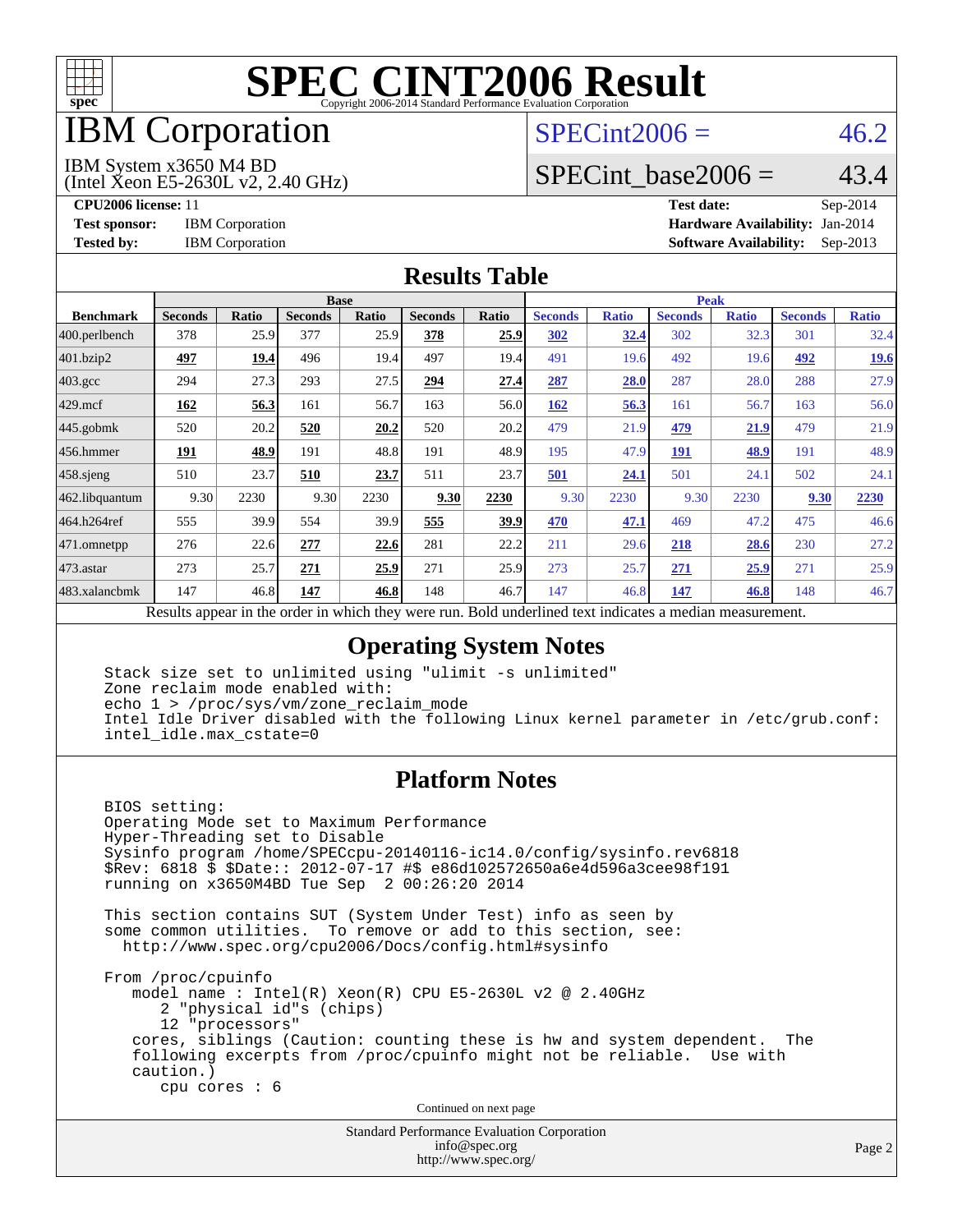# SPEC CINT2006 Result

Copyright 2006-2014 Standard Performance Evaluation Corporation

# IBM Corporation

IBM System x3650 M4 BD
(Intel Xeon E5-2630L v2, 2.40 GHz)

SPECint2006 = 46.2

SPECint_base2006 = 43.4

**CPU2006 license:** 11
**Test sponsor:** IBM Corporation
**Tested by:** IBM Corporation

**Test date:** Sep-2014
**Hardware Availability:** Jan-2014
**Software Availability:** Sep-2013

## Results Table

| Benchmark | Base | | | | | | Peak | | | | | |
|---|---|---|---|---|---|---|---|---|---|---|---|---|
| | Seconds | Ratio | Seconds | Ratio | Seconds | Ratio | Seconds | Ratio | Seconds | Ratio | Seconds | Ratio |
| 400.perlbench | 378 | 25.9 | 377 | 25.9 | **378** | **25.9** | **302** | **32.4** | 302 | 32.3 | 301 | 32.4 |
| 401.bzip2 | **497** | **19.4** | 496 | 19.4 | 497 | 19.4 | 491 | 19.6 | 492 | 19.6 | **492** | **19.6** |
| 403.gcc | 294 | 27.3 | 293 | 27.5 | **294** | **27.4** | **287** | **28.0** | 287 | 28.0 | 288 | 27.9 |
| 429.mcf | **162** | **56.3** | 161 | 56.7 | 163 | 56.0 | **162** | **56.3** | 161 | 56.7 | 163 | 56.0 |
| 445.gobmk | 520 | 20.2 | **520** | **20.2** | 520 | 20.2 | 479 | 21.9 | **479** | **21.9** | 479 | 21.9 |
| 456.hmmer | **191** | **48.9** | 191 | 48.8 | 191 | 48.9 | 195 | 47.9 | **191** | **48.9** | 191 | 48.9 |
| 458.sjeng | 510 | 23.7 | **510** | **23.7** | 511 | 23.7 | **501** | **24.1** | 501 | 24.1 | 502 | 24.1 |
| 462.libquantum | 9.30 | 2230 | 9.30 | 2230 | **9.30** | **2230** | 9.30 | 2230 | 9.30 | 2230 | **9.30** | **2230** |
| 464.h264ref | 555 | 39.9 | 554 | 39.9 | **555** | **39.9** | **470** | **47.1** | 469 | 47.2 | 475 | 46.6 |
| 471.omnetpp | 276 | 22.6 | **277** | **22.6** | 281 | 22.2 | 211 | 29.6 | **218** | **28.6** | 230 | 27.2 |
| 473.astar | 273 | 25.7 | **271** | **25.9** | 271 | 25.9 | 273 | 25.7 | **271** | **25.9** | 271 | 25.9 |
| 483.xalancbmk | 147 | 46.8 | **147** | **46.8** | 148 | 46.7 | 147 | 46.8 | **147** | **46.8** | 148 | 46.7 |

Results appear in the order in which they were run. Bold underlined text indicates a median measurement.

## Operating System Notes

```
Stack size set to unlimited using "ulimit -s unlimited"
Zone reclaim mode enabled with:
echo 1 > /proc/sys/vm/zone_reclaim_mode
Intel Idle Driver disabled with the following Linux kernel parameter in /etc/grub.conf:
intel_idle.max_cstate=0
```

## Platform Notes

```
BIOS setting:
Operating Mode set to Maximum Performance
Hyper-Threading set to Disable
Sysinfo program /home/SPECcpu-20140116-ic14.0/config/sysinfo.rev6818
$Rev: 6818 $ $Date:: 2012-07-17 #$ e86d102572650a6e4d596a3cee98f191
running on x3650M4BD Tue Sep  2 00:26:20 2014

This section contains SUT (System Under Test) info as seen by
some common utilities.  To remove or add to this section, see:
  http://www.spec.org/cpu2006/Docs/config.html#sysinfo

From /proc/cpuinfo
   model name : Intel(R) Xeon(R) CPU E5-2630L v2 @ 2.40GHz
      2 "physical id"s (chips)
      12 "processors"
   cores, siblings (Caution: counting these is hw and system dependent.  The
   following excerpts from /proc/cpuinfo might not be reliable.  Use with
   caution.)
      cpu cores : 6
```

Continued on next page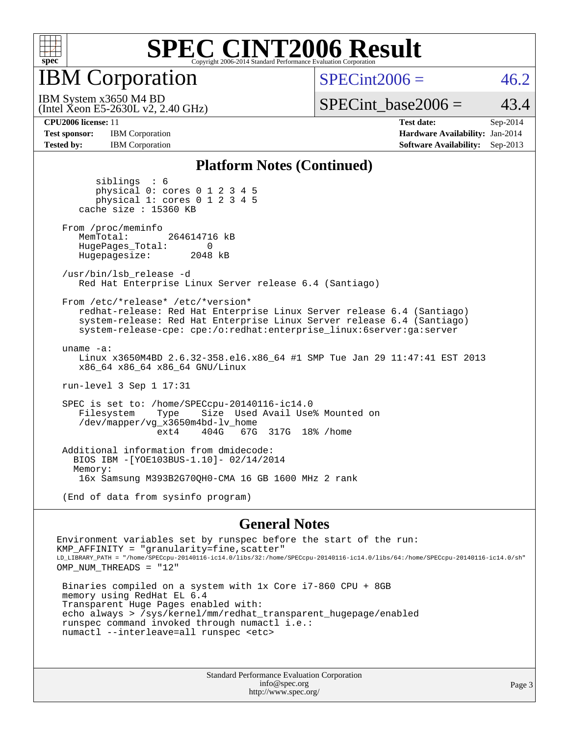# SPEC CINT2006 Result

## IBM Corporation

IBM System x3650 M4 BD
(Intel Xeon E5-2630L v2, 2.40 GHz)

SPECint2006 = 46.2

SPECint_base2006 = 43.4

| | | | |
|---|---|---|---|
| **CPU2006 license:** 11 | | **Test date:** | Sep-2014 |
| **Test sponsor:** | IBM Corporation | **Hardware Availability:** | Jan-2014 |
| **Tested by:** | IBM Corporation | **Software Availability:** | Sep-2013 |

### Platform Notes (Continued)

```
        siblings  : 6
        physical 0: cores 0 1 2 3 4 5
        physical 1: cores 0 1 2 3 4 5
     cache size : 15360 KB

  From /proc/meminfo
     MemTotal:       264614716 kB
     HugePages_Total:       0
     Hugepagesize:       2048 kB

  /usr/bin/lsb_release -d
     Red Hat Enterprise Linux Server release 6.4 (Santiago)

  From /etc/*release* /etc/*version*
     redhat-release: Red Hat Enterprise Linux Server release 6.4 (Santiago)
     system-release: Red Hat Enterprise Linux Server release 6.4 (Santiago)
     system-release-cpe: cpe:/o:redhat:enterprise_linux:6server:ga:server

  uname -a:
     Linux x3650M4BD 2.6.32-358.el6.x86_64 #1 SMP Tue Jan 29 11:47:41 EST 2013
     x86_64 x86_64 x86_64 GNU/Linux

  run-level 3 Sep 1 17:31

  SPEC is set to: /home/SPECcpu-20140116-ic14.0
     Filesystem    Type    Size  Used Avail Use% Mounted on
     /dev/mapper/vg_x3650m4bd-lv_home
                   ext4    404G   67G  317G  18% /home

  Additional information from dmidecode:
    BIOS IBM -[YOE103BUS-1.10]- 02/14/2014
    Memory:
     16x Samsung M393B2G70QH0-CMA 16 GB 1600 MHz 2 rank

  (End of data from sysinfo program)
```

### General Notes

```
Environment variables set by runspec before the start of the run:
KMP_AFFINITY = "granularity=fine,scatter"
LD_LIBRARY_PATH = "/home/SPECcpu-20140116-ic14.0/libs/32:/home/SPECcpu-20140116-ic14.0/libs/64:/home/SPECcpu-20140116-ic14.0/sh"
OMP_NUM_THREADS = "12"

 Binaries compiled on a system with 1x Core i7-860 CPU + 8GB
 memory using RedHat EL 6.4
 Transparent Huge Pages enabled with:
 echo always > /sys/kernel/mm/redhat_transparent_hugepage/enabled
 runspec command invoked through numactl i.e.:
 numactl --interleave=all runspec <etc>
```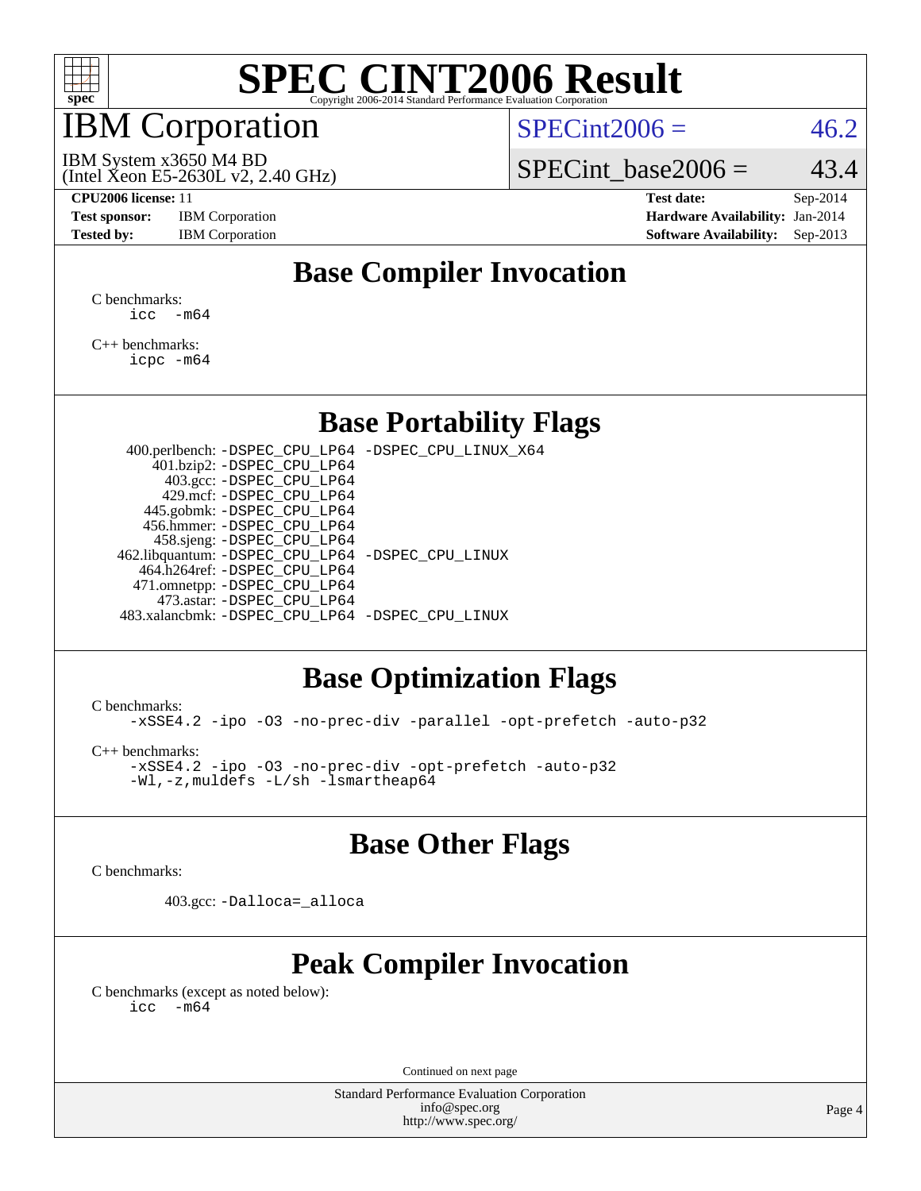# SPEC CINT2006 Result

Copyright 2006-2014 Standard Performance Evaluation Corporation

# IBM Corporation

IBM System x3650 M4 BD
(Intel Xeon E5-2630L v2, 2.40 GHz)

SPECint2006 = 46.2

SPECint_base2006 = 43.4

**CPU2006 license:** 11
**Test sponsor:** IBM Corporation
**Tested by:** IBM Corporation

**Test date:** Sep-2014
**Hardware Availability:** Jan-2014
**Software Availability:** Sep-2013

## Base Compiler Invocation

C benchmarks:
```
icc   -m64
```

C++ benchmarks:
```
icpc -m64
```

## Base Portability Flags

| | |
|---|---|
| 400.perlbench: | -DSPEC_CPU_LP64 -DSPEC_CPU_LINUX_X64 |
| 401.bzip2: | -DSPEC_CPU_LP64 |
| 403.gcc: | -DSPEC_CPU_LP64 |
| 429.mcf: | -DSPEC_CPU_LP64 |
| 445.gobmk: | -DSPEC_CPU_LP64 |
| 456.hmmer: | -DSPEC_CPU_LP64 |
| 458.sjeng: | -DSPEC_CPU_LP64 |
| 462.libquantum: | -DSPEC_CPU_LP64 -DSPEC_CPU_LINUX |
| 464.h264ref: | -DSPEC_CPU_LP64 |
| 471.omnetpp: | -DSPEC_CPU_LP64 |
| 473.astar: | -DSPEC_CPU_LP64 |
| 483.xalancbmk: | -DSPEC_CPU_LP64 -DSPEC_CPU_LINUX |

## Base Optimization Flags

C benchmarks:
```
-xSSE4.2 -ipo -O3 -no-prec-div -parallel -opt-prefetch -auto-p32
```

C++ benchmarks:
```
-xSSE4.2 -ipo -O3 -no-prec-div -opt-prefetch -auto-p32
-Wl,-z,muldefs -L/sh -lsmartheap64
```

## Base Other Flags

C benchmarks:

403.gcc: `-Dalloca=_alloca`

## Peak Compiler Invocation

C benchmarks (except as noted below):
```
icc   -m64
```

Continued on next page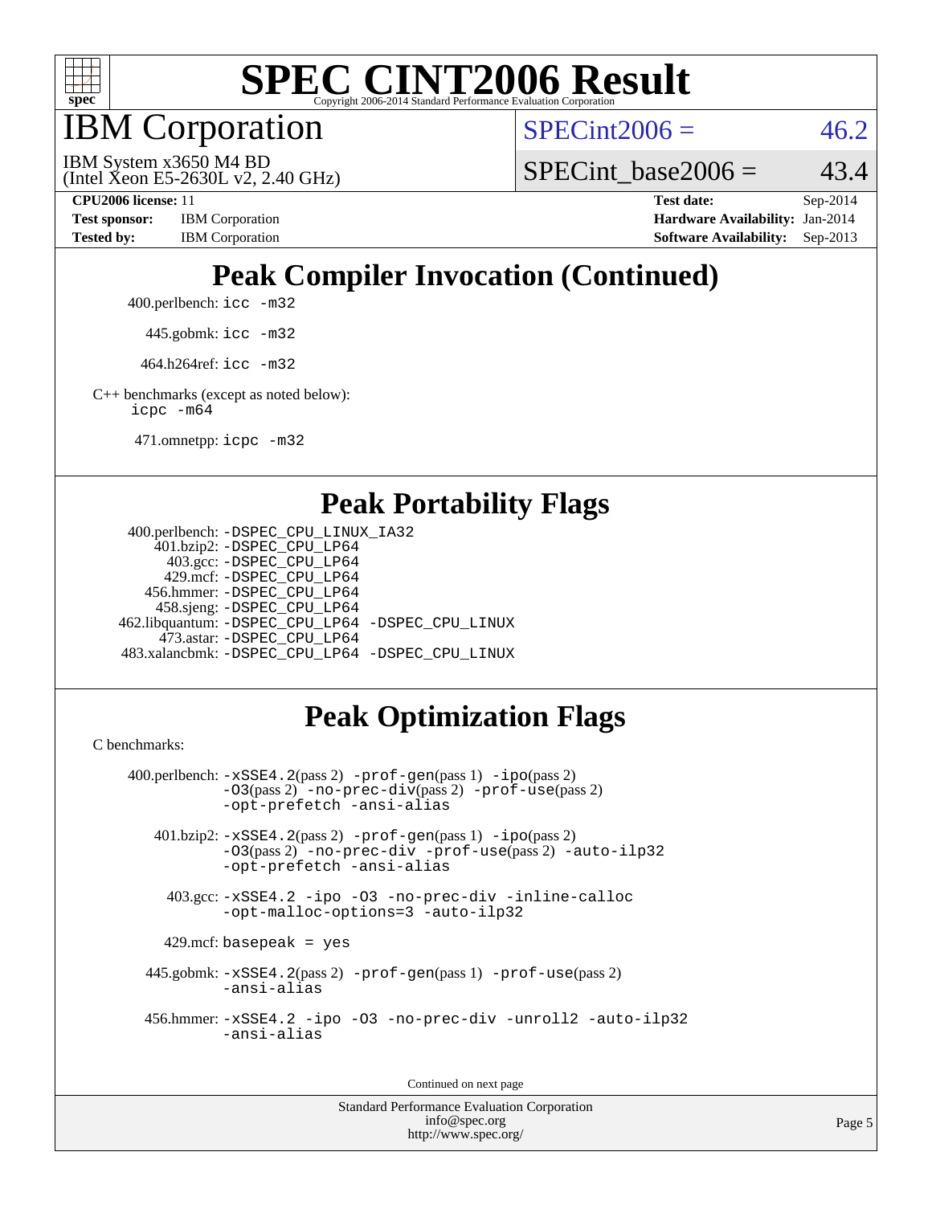# SPEC CINT2006 Result

## IBM Corporation

IBM System x3650 M4 BD
(Intel Xeon E5-2630L v2, 2.40 GHz)

SPECint2006 = 46.2

SPECint_base2006 = 43.4

**CPU2006 license:** 11
**Test sponsor:** IBM Corporation
**Tested by:** IBM Corporation

**Test date:** Sep-2014
**Hardware Availability:** Jan-2014
**Software Availability:** Sep-2013

## Peak Compiler Invocation (Continued)

400.perlbench: `icc -m32`

445.gobmk: `icc -m32`

464.h264ref: `icc -m32`

C++ benchmarks (except as noted below):
`icpc -m64`

471.omnetpp: `icpc -m32`

## Peak Portability Flags

400.perlbench: `-DSPEC_CPU_LINUX_IA32`
401.bzip2: `-DSPEC_CPU_LP64`
403.gcc: `-DSPEC_CPU_LP64`
429.mcf: `-DSPEC_CPU_LP64`
456.hmmer: `-DSPEC_CPU_LP64`
458.sjeng: `-DSPEC_CPU_LP64`
462.libquantum: `-DSPEC_CPU_LP64 -DSPEC_CPU_LINUX`
473.astar: `-DSPEC_CPU_LP64`
483.xalancbmk: `-DSPEC_CPU_LP64 -DSPEC_CPU_LINUX`

## Peak Optimization Flags

C benchmarks:

400.perlbench: `-xSSE4.2`(pass 2) `-prof-gen`(pass 1) `-ipo`(pass 2) `-O3`(pass 2) `-no-prec-div`(pass 2) `-prof-use`(pass 2) `-opt-prefetch -ansi-alias`

401.bzip2: `-xSSE4.2`(pass 2) `-prof-gen`(pass 1) `-ipo`(pass 2) `-O3`(pass 2) `-no-prec-div -prof-use`(pass 2) `-auto-ilp32 -opt-prefetch -ansi-alias`

403.gcc: `-xSSE4.2 -ipo -O3 -no-prec-div -inline-calloc -opt-malloc-options=3 -auto-ilp32`

429.mcf: `basepeak = yes`

445.gobmk: `-xSSE4.2`(pass 2) `-prof-gen`(pass 1) `-prof-use`(pass 2) `-ansi-alias`

456.hmmer: `-xSSE4.2 -ipo -O3 -no-prec-div -unroll2 -auto-ilp32 -ansi-alias`

Continued on next page

Standard Performance Evaluation Corporation
info@spec.org
http://www.spec.org/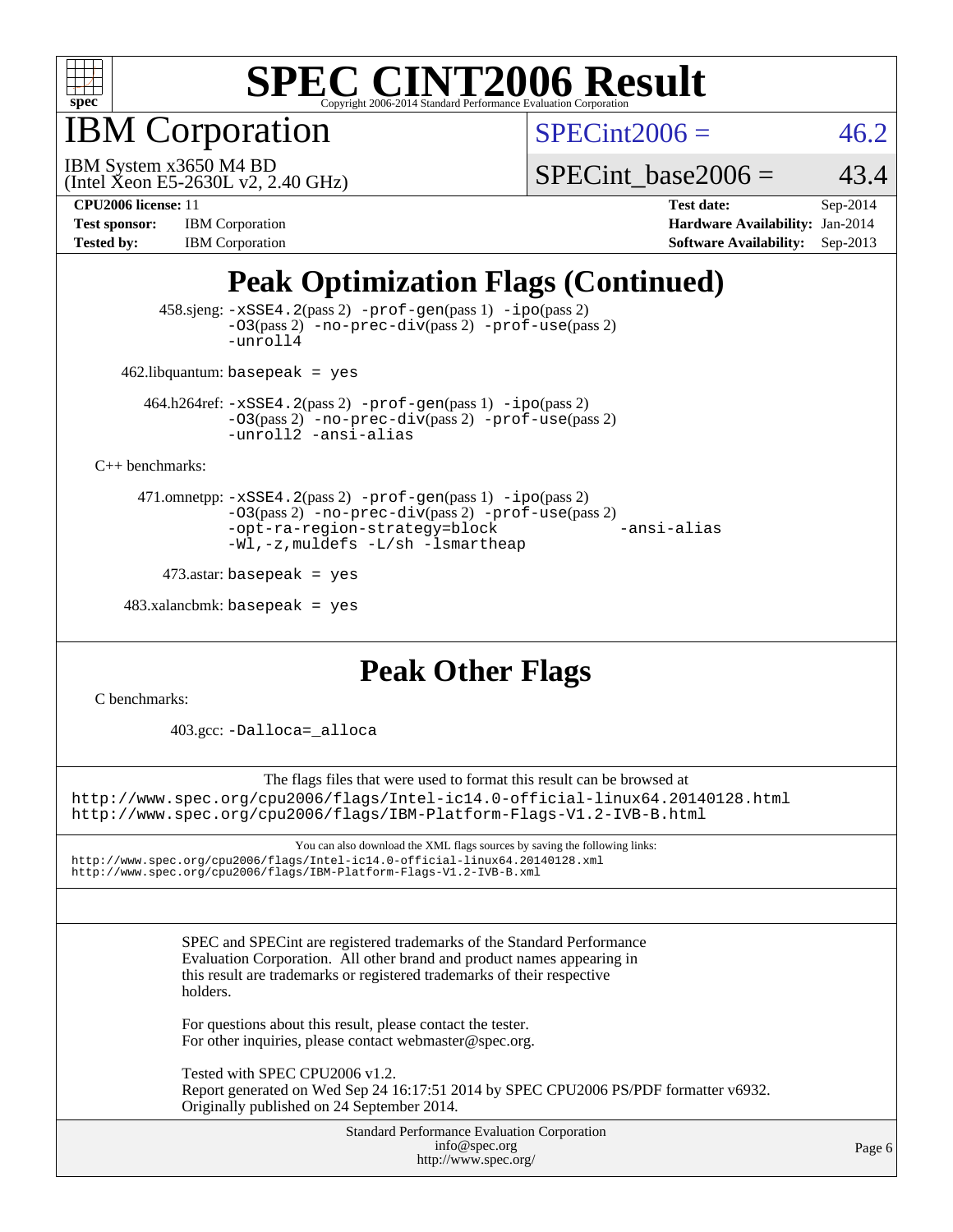# Peak Optimization Flags (Continued)

458.sjeng: -xSSE4.2(pass 2) -prof-gen(pass 1) -ipo(pass 2) -O3(pass 2) -no-prec-div(pass 2) -prof-use(pass 2) -unroll4

462.libquantum: basepeak = yes

464.h264ref: -xSSE4.2(pass 2) -prof-gen(pass 1) -ipo(pass 2) -O3(pass 2) -no-prec-div(pass 2) -prof-use(pass 2) -unroll2 -ansi-alias

C++ benchmarks:

471.omnetpp: -xSSE4.2(pass 2) -prof-gen(pass 1) -ipo(pass 2) -O3(pass 2) -no-prec-div(pass 2) -prof-use(pass 2) -opt-ra-region-strategy=block -ansi-alias -Wl,-z,muldefs -L/sh -lsmartheap

473.astar: basepeak = yes

483.xalancbmk: basepeak = yes

# Peak Other Flags

C benchmarks:

403.gcc: -Dalloca=_alloca

The flags files that were used to format this result can be browsed at
http://www.spec.org/cpu2006/flags/Intel-ic14.0-official-linux64.20140128.html
http://www.spec.org/cpu2006/flags/IBM-Platform-Flags-V1.2-IVB-B.html

You can also download the XML flags sources by saving the following links:
http://www.spec.org/cpu2006/flags/Intel-ic14.0-official-linux64.20140128.xml
http://www.spec.org/cpu2006/flags/IBM-Platform-Flags-V1.2-IVB-B.xml

SPEC and SPECint are registered trademarks of the Standard Performance Evaluation Corporation. All other brand and product names appearing in this result are trademarks or registered trademarks of their respective holders.

For questions about this result, please contact the tester.
For other inquiries, please contact webmaster@spec.org.

Tested with SPEC CPU2006 v1.2.
Report generated on Wed Sep 24 16:17:51 2014 by SPEC CPU2006 PS/PDF formatter v6932.
Originally published on 24 September 2014.